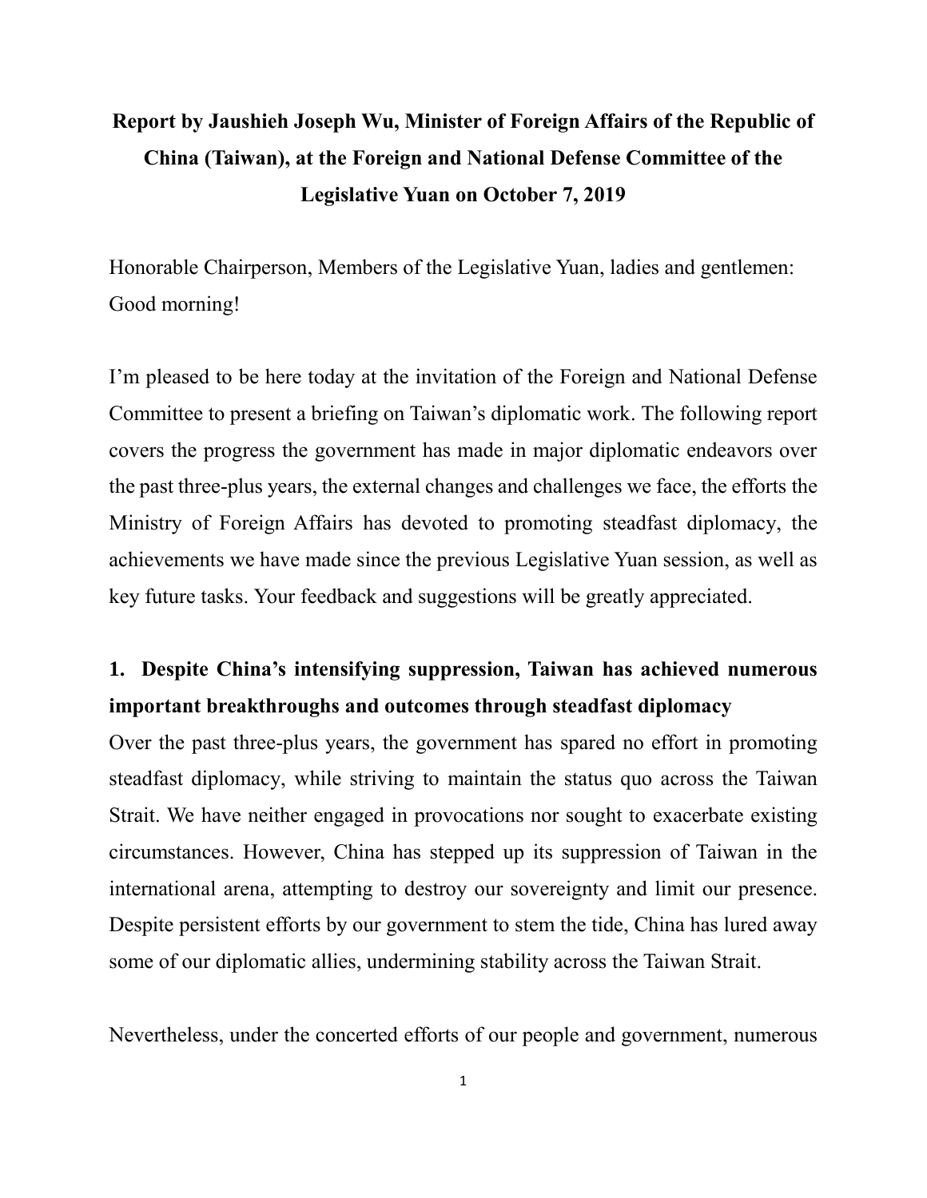# Report by Jaushieh Joseph Wu, Minister of Foreign Affairs of the Republic of China (Taiwan), at the Foreign and National Defense Committee of the Legislative Yuan on October 7, 2019

Honorable Chairperson, Members of the Legislative Yuan, ladies and gentlemen: Good morning!

I'm pleased to be here today at the invitation of the Foreign and National Defense Committee to present a briefing on Taiwan's diplomatic work. The following report covers the progress the government has made in major diplomatic endeavors over the past three-plus years, the external changes and challenges we face, the efforts the Ministry of Foreign Affairs has devoted to promoting steadfast diplomacy, the achievements we have made since the previous Legislative Yuan session, as well as key future tasks. Your feedback and suggestions will be greatly appreciated.

## 1. Despite China's intensifying suppression, Taiwan has achieved numerous important breakthroughs and outcomes through steadfast diplomacy

Over the past three-plus years, the government has spared no effort in promoting steadfast diplomacy, while striving to maintain the status quo across the Taiwan Strait. We have neither engaged in provocations nor sought to exacerbate existing circumstances. However, China has stepped up its suppression of Taiwan in the international arena, attempting to destroy our sovereignty and limit our presence. Despite persistent efforts by our government to stem the tide, China has lured away some of our diplomatic allies, undermining stability across the Taiwan Strait.

Nevertheless, under the concerted efforts of our people and government, numerous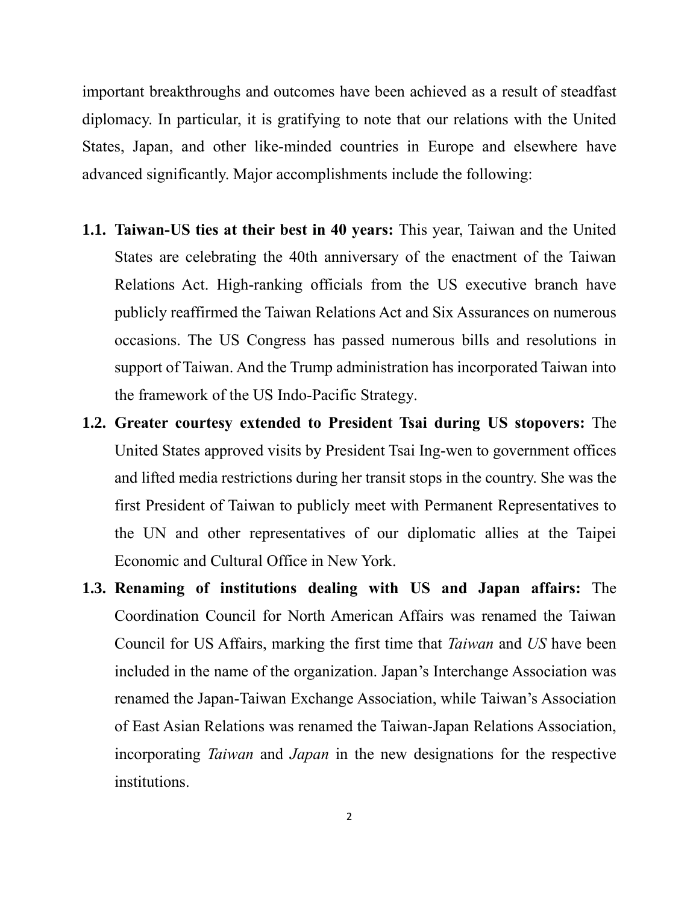important breakthroughs and outcomes have been achieved as a result of steadfast diplomacy. In particular, it is gratifying to note that our relations with the United States, Japan, and other like-minded countries in Europe and elsewhere have advanced significantly. Major accomplishments include the following:

1.1. **Taiwan-US ties at their best in 40 years:** This year, Taiwan and the United States are celebrating the 40th anniversary of the enactment of the Taiwan Relations Act. High-ranking officials from the US executive branch have publicly reaffirmed the Taiwan Relations Act and Six Assurances on numerous occasions. The US Congress has passed numerous bills and resolutions in support of Taiwan. And the Trump administration has incorporated Taiwan into the framework of the US Indo-Pacific Strategy.

1.2. **Greater courtesy extended to President Tsai during US stopovers:** The United States approved visits by President Tsai Ing-wen to government offices and lifted media restrictions during her transit stops in the country. She was the first President of Taiwan to publicly meet with Permanent Representatives to the UN and other representatives of our diplomatic allies at the Taipei Economic and Cultural Office in New York.

1.3. **Renaming of institutions dealing with US and Japan affairs:** The Coordination Council for North American Affairs was renamed the Taiwan Council for US Affairs, marking the first time that *Taiwan* and *US* have been included in the name of the organization. Japan's Interchange Association was renamed the Japan-Taiwan Exchange Association, while Taiwan's Association of East Asian Relations was renamed the Taiwan-Japan Relations Association, incorporating *Taiwan* and *Japan* in the new designations for the respective institutions.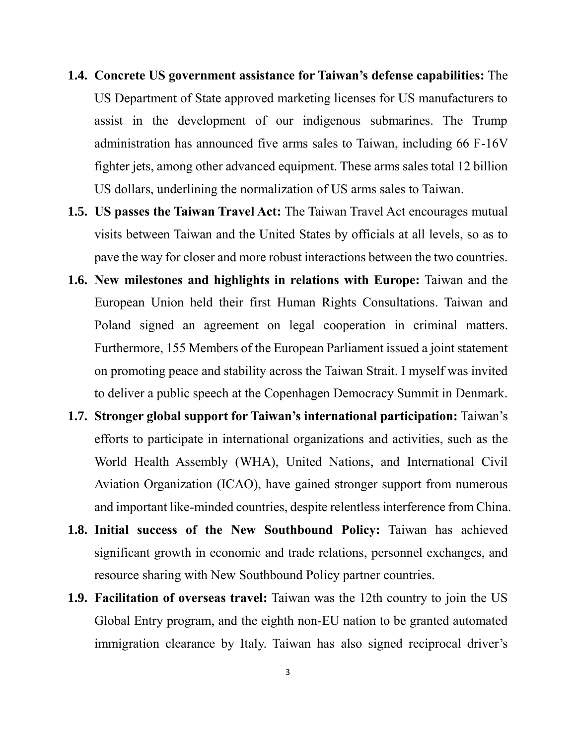**1.4. Concrete US government assistance for Taiwan's defense capabilities:** The US Department of State approved marketing licenses for US manufacturers to assist in the development of our indigenous submarines. The Trump administration has announced five arms sales to Taiwan, including 66 F-16V fighter jets, among other advanced equipment. These arms sales total 12 billion US dollars, underlining the normalization of US arms sales to Taiwan.

**1.5. US passes the Taiwan Travel Act:** The Taiwan Travel Act encourages mutual visits between Taiwan and the United States by officials at all levels, so as to pave the way for closer and more robust interactions between the two countries.

**1.6. New milestones and highlights in relations with Europe:** Taiwan and the European Union held their first Human Rights Consultations. Taiwan and Poland signed an agreement on legal cooperation in criminal matters. Furthermore, 155 Members of the European Parliament issued a joint statement on promoting peace and stability across the Taiwan Strait. I myself was invited to deliver a public speech at the Copenhagen Democracy Summit in Denmark.

**1.7. Stronger global support for Taiwan's international participation:** Taiwan's efforts to participate in international organizations and activities, such as the World Health Assembly (WHA), United Nations, and International Civil Aviation Organization (ICAO), have gained stronger support from numerous and important like-minded countries, despite relentless interference from China.

**1.8. Initial success of the New Southbound Policy:** Taiwan has achieved significant growth in economic and trade relations, personnel exchanges, and resource sharing with New Southbound Policy partner countries.

**1.9. Facilitation of overseas travel:** Taiwan was the 12th country to join the US Global Entry program, and the eighth non-EU nation to be granted automated immigration clearance by Italy. Taiwan has also signed reciprocal driver's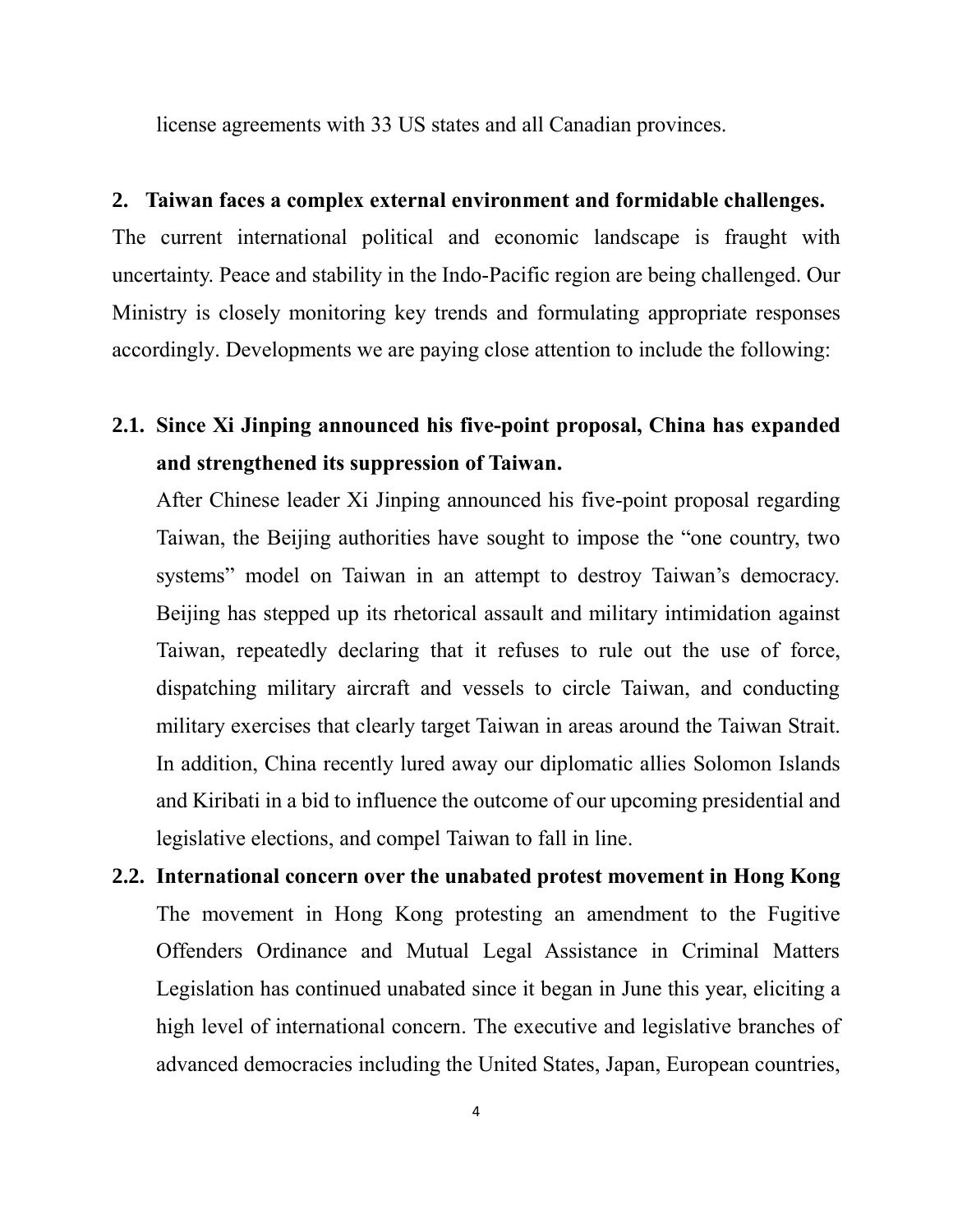license agreements with 33 US states and all Canadian provinces.

## 2. Taiwan faces a complex external environment and formidable challenges.

The current international political and economic landscape is fraught with uncertainty. Peace and stability in the Indo-Pacific region are being challenged. Our Ministry is closely monitoring key trends and formulating appropriate responses accordingly. Developments we are paying close attention to include the following:

### 2.1. Since Xi Jinping announced his five-point proposal, China has expanded and strengthened its suppression of Taiwan.

After Chinese leader Xi Jinping announced his five-point proposal regarding Taiwan, the Beijing authorities have sought to impose the "one country, two systems" model on Taiwan in an attempt to destroy Taiwan's democracy. Beijing has stepped up its rhetorical assault and military intimidation against Taiwan, repeatedly declaring that it refuses to rule out the use of force, dispatching military aircraft and vessels to circle Taiwan, and conducting military exercises that clearly target Taiwan in areas around the Taiwan Strait. In addition, China recently lured away our diplomatic allies Solomon Islands and Kiribati in a bid to influence the outcome of our upcoming presidential and legislative elections, and compel Taiwan to fall in line.

### 2.2. International concern over the unabated protest movement in Hong Kong

The movement in Hong Kong protesting an amendment to the Fugitive Offenders Ordinance and Mutual Legal Assistance in Criminal Matters Legislation has continued unabated since it began in June this year, eliciting a high level of international concern. The executive and legislative branches of advanced democracies including the United States, Japan, European countries,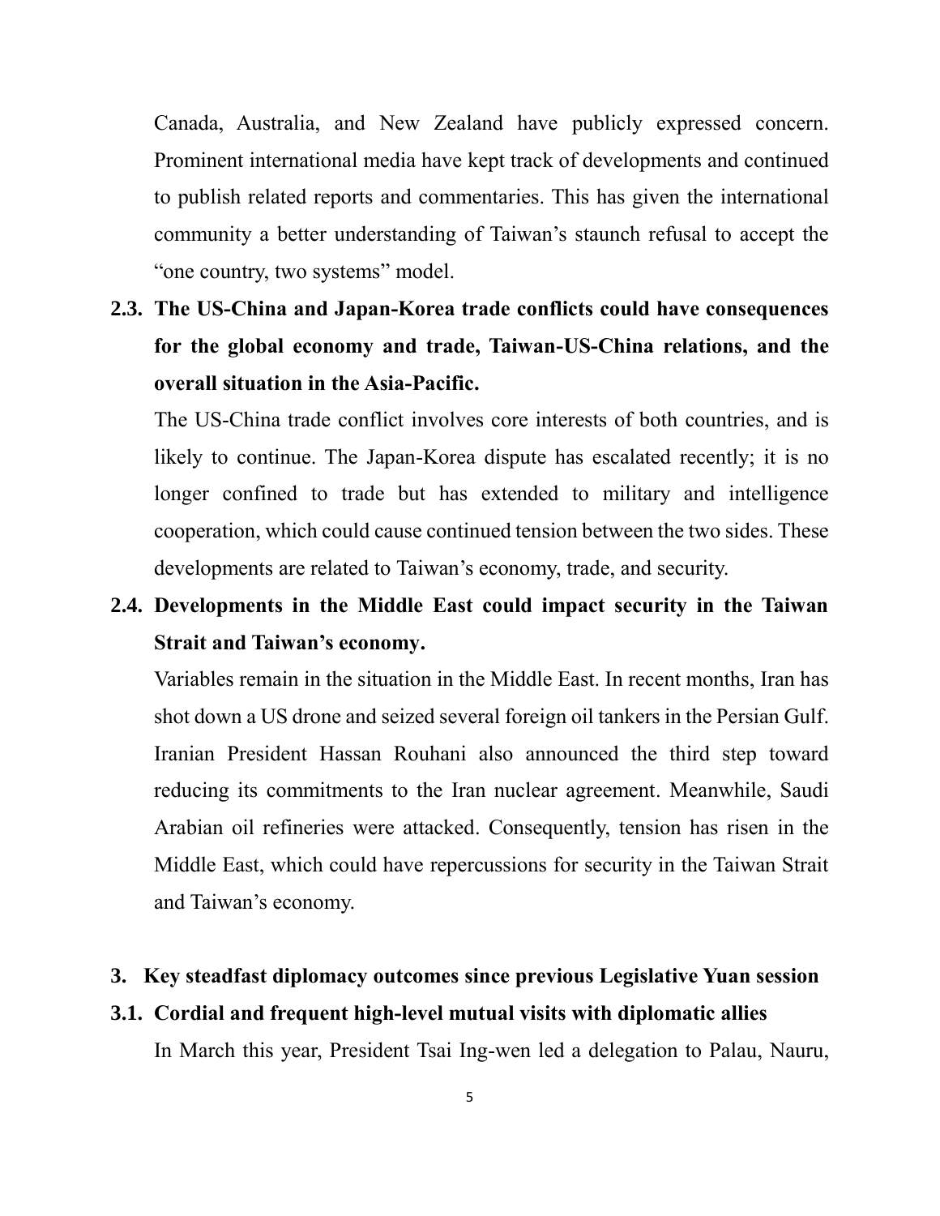Canada, Australia, and New Zealand have publicly expressed concern. Prominent international media have kept track of developments and continued to publish related reports and commentaries. This has given the international community a better understanding of Taiwan's staunch refusal to accept the "one country, two systems" model.

### 2.3. The US-China and Japan-Korea trade conflicts could have consequences for the global economy and trade, Taiwan-US-China relations, and the overall situation in the Asia-Pacific.

The US-China trade conflict involves core interests of both countries, and is likely to continue. The Japan-Korea dispute has escalated recently; it is no longer confined to trade but has extended to military and intelligence cooperation, which could cause continued tension between the two sides. These developments are related to Taiwan's economy, trade, and security.

### 2.4. Developments in the Middle East could impact security in the Taiwan Strait and Taiwan's economy.

Variables remain in the situation in the Middle East. In recent months, Iran has shot down a US drone and seized several foreign oil tankers in the Persian Gulf. Iranian President Hassan Rouhani also announced the third step toward reducing its commitments to the Iran nuclear agreement. Meanwhile, Saudi Arabian oil refineries were attacked. Consequently, tension has risen in the Middle East, which could have repercussions for security in the Taiwan Strait and Taiwan's economy.

## 3. Key steadfast diplomacy outcomes since previous Legislative Yuan session

### 3.1. Cordial and frequent high-level mutual visits with diplomatic allies

In March this year, President Tsai Ing-wen led a delegation to Palau, Nauru,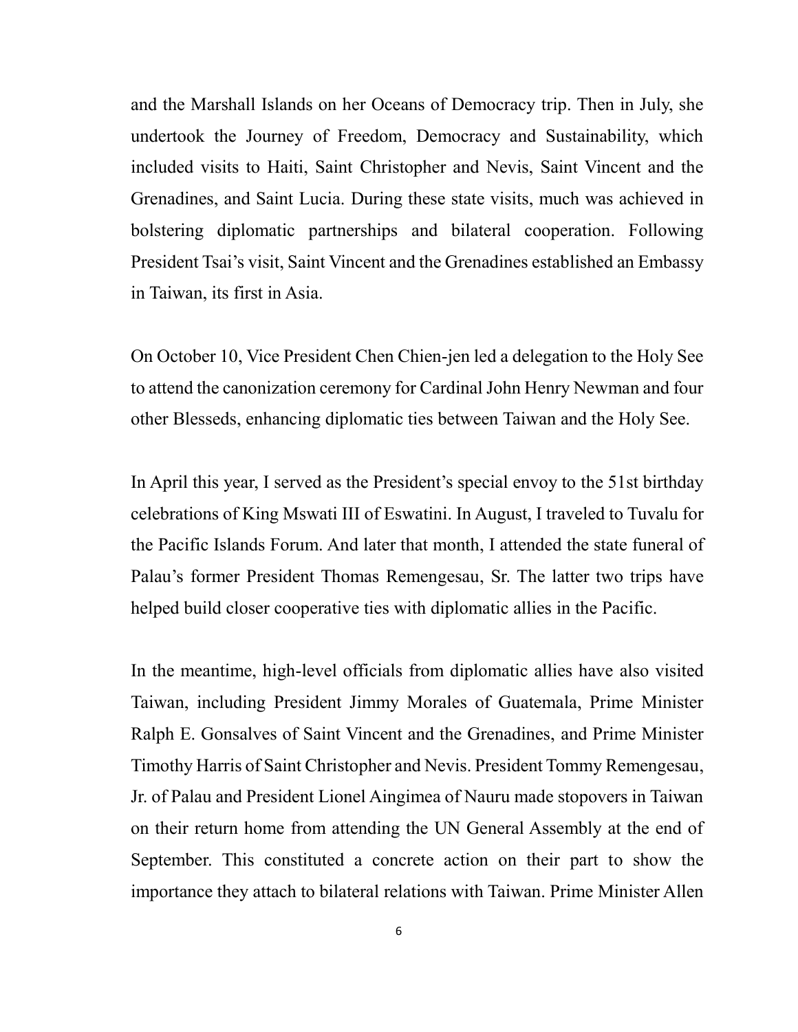and the Marshall Islands on her Oceans of Democracy trip. Then in July, she undertook the Journey of Freedom, Democracy and Sustainability, which included visits to Haiti, Saint Christopher and Nevis, Saint Vincent and the Grenadines, and Saint Lucia. During these state visits, much was achieved in bolstering diplomatic partnerships and bilateral cooperation. Following President Tsai's visit, Saint Vincent and the Grenadines established an Embassy in Taiwan, its first in Asia.

On October 10, Vice President Chen Chien-jen led a delegation to the Holy See to attend the canonization ceremony for Cardinal John Henry Newman and four other Blesseds, enhancing diplomatic ties between Taiwan and the Holy See.

In April this year, I served as the President's special envoy to the 51st birthday celebrations of King Mswati III of Eswatini. In August, I traveled to Tuvalu for the Pacific Islands Forum. And later that month, I attended the state funeral of Palau's former President Thomas Remengesau, Sr. The latter two trips have helped build closer cooperative ties with diplomatic allies in the Pacific.

In the meantime, high-level officials from diplomatic allies have also visited Taiwan, including President Jimmy Morales of Guatemala, Prime Minister Ralph E. Gonsalves of Saint Vincent and the Grenadines, and Prime Minister Timothy Harris of Saint Christopher and Nevis. President Tommy Remengesau, Jr. of Palau and President Lionel Aingimea of Nauru made stopovers in Taiwan on their return home from attending the UN General Assembly at the end of September. This constituted a concrete action on their part to show the importance they attach to bilateral relations with Taiwan. Prime Minister Allen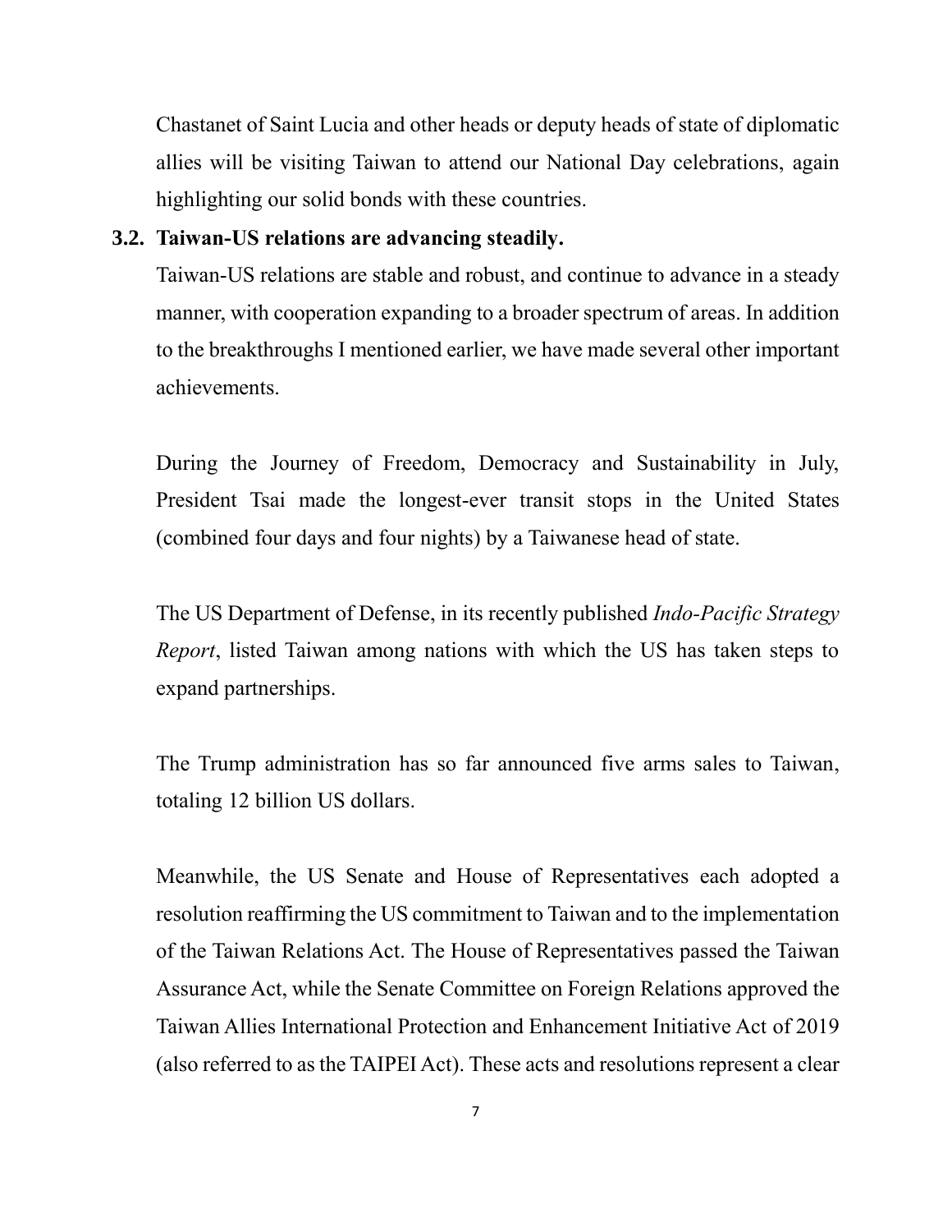Chastanet of Saint Lucia and other heads or deputy heads of state of diplomatic allies will be visiting Taiwan to attend our National Day celebrations, again highlighting our solid bonds with these countries.

### 3.2. Taiwan-US relations are advancing steadily.

Taiwan-US relations are stable and robust, and continue to advance in a steady manner, with cooperation expanding to a broader spectrum of areas. In addition to the breakthroughs I mentioned earlier, we have made several other important achievements.

During the Journey of Freedom, Democracy and Sustainability in July, President Tsai made the longest-ever transit stops in the United States (combined four days and four nights) by a Taiwanese head of state.

The US Department of Defense, in its recently published *Indo-Pacific Strategy Report*, listed Taiwan among nations with which the US has taken steps to expand partnerships.

The Trump administration has so far announced five arms sales to Taiwan, totaling 12 billion US dollars.

Meanwhile, the US Senate and House of Representatives each adopted a resolution reaffirming the US commitment to Taiwan and to the implementation of the Taiwan Relations Act. The House of Representatives passed the Taiwan Assurance Act, while the Senate Committee on Foreign Relations approved the Taiwan Allies International Protection and Enhancement Initiative Act of 2019 (also referred to as the TAIPEI Act). These acts and resolutions represent a clear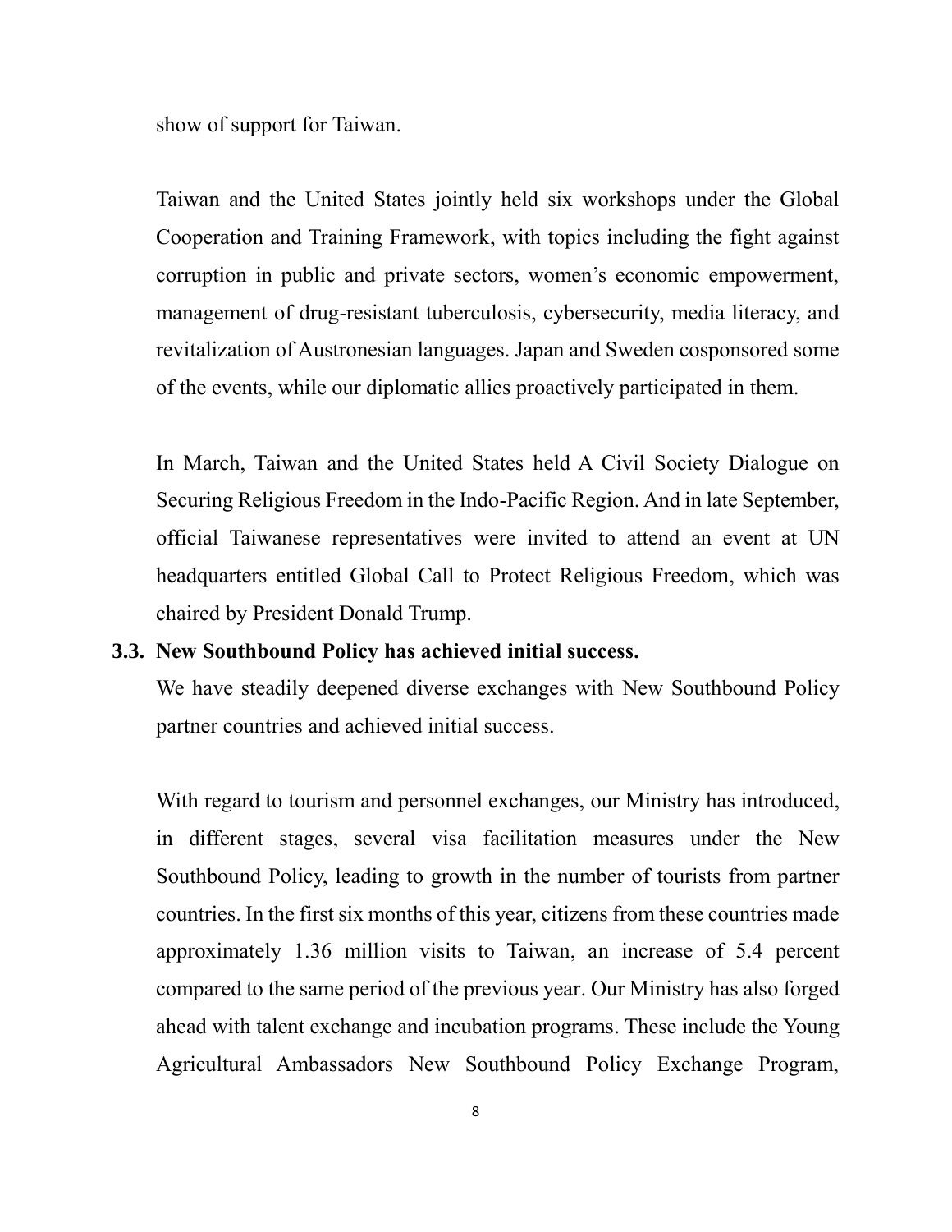show of support for Taiwan.

Taiwan and the United States jointly held six workshops under the Global Cooperation and Training Framework, with topics including the fight against corruption in public and private sectors, women's economic empowerment, management of drug-resistant tuberculosis, cybersecurity, media literacy, and revitalization of Austronesian languages. Japan and Sweden cosponsored some of the events, while our diplomatic allies proactively participated in them.

In March, Taiwan and the United States held A Civil Society Dialogue on Securing Religious Freedom in the Indo-Pacific Region. And in late September, official Taiwanese representatives were invited to attend an event at UN headquarters entitled Global Call to Protect Religious Freedom, which was chaired by President Donald Trump.

**3.3. New Southbound Policy has achieved initial success.**

We have steadily deepened diverse exchanges with New Southbound Policy partner countries and achieved initial success.

With regard to tourism and personnel exchanges, our Ministry has introduced, in different stages, several visa facilitation measures under the New Southbound Policy, leading to growth in the number of tourists from partner countries. In the first six months of this year, citizens from these countries made approximately 1.36 million visits to Taiwan, an increase of 5.4 percent compared to the same period of the previous year. Our Ministry has also forged ahead with talent exchange and incubation programs. These include the Young Agricultural Ambassadors New Southbound Policy Exchange Program,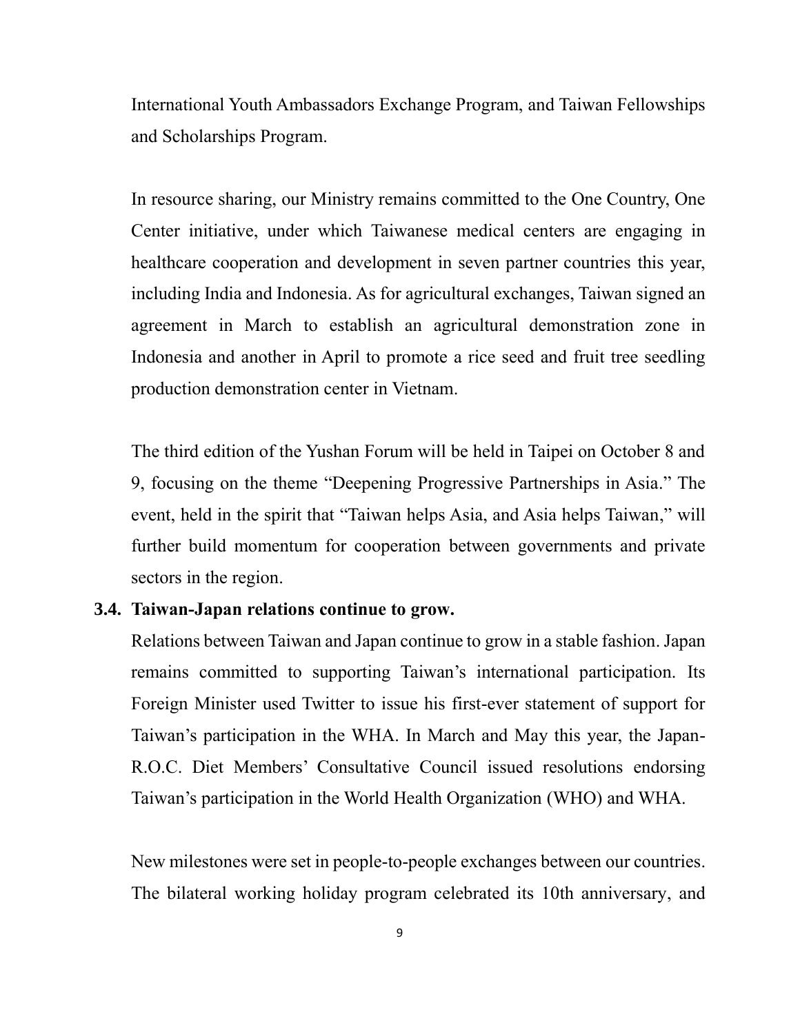International Youth Ambassadors Exchange Program, and Taiwan Fellowships and Scholarships Program.

In resource sharing, our Ministry remains committed to the One Country, One Center initiative, under which Taiwanese medical centers are engaging in healthcare cooperation and development in seven partner countries this year, including India and Indonesia. As for agricultural exchanges, Taiwan signed an agreement in March to establish an agricultural demonstration zone in Indonesia and another in April to promote a rice seed and fruit tree seedling production demonstration center in Vietnam.

The third edition of the Yushan Forum will be held in Taipei on October 8 and 9, focusing on the theme "Deepening Progressive Partnerships in Asia." The event, held in the spirit that "Taiwan helps Asia, and Asia helps Taiwan," will further build momentum for cooperation between governments and private sectors in the region.

### 3.4. Taiwan-Japan relations continue to grow.

Relations between Taiwan and Japan continue to grow in a stable fashion. Japan remains committed to supporting Taiwan's international participation. Its Foreign Minister used Twitter to issue his first-ever statement of support for Taiwan's participation in the WHA. In March and May this year, the Japan-R.O.C. Diet Members' Consultative Council issued resolutions endorsing Taiwan's participation in the World Health Organization (WHO) and WHA.

New milestones were set in people-to-people exchanges between our countries. The bilateral working holiday program celebrated its 10th anniversary, and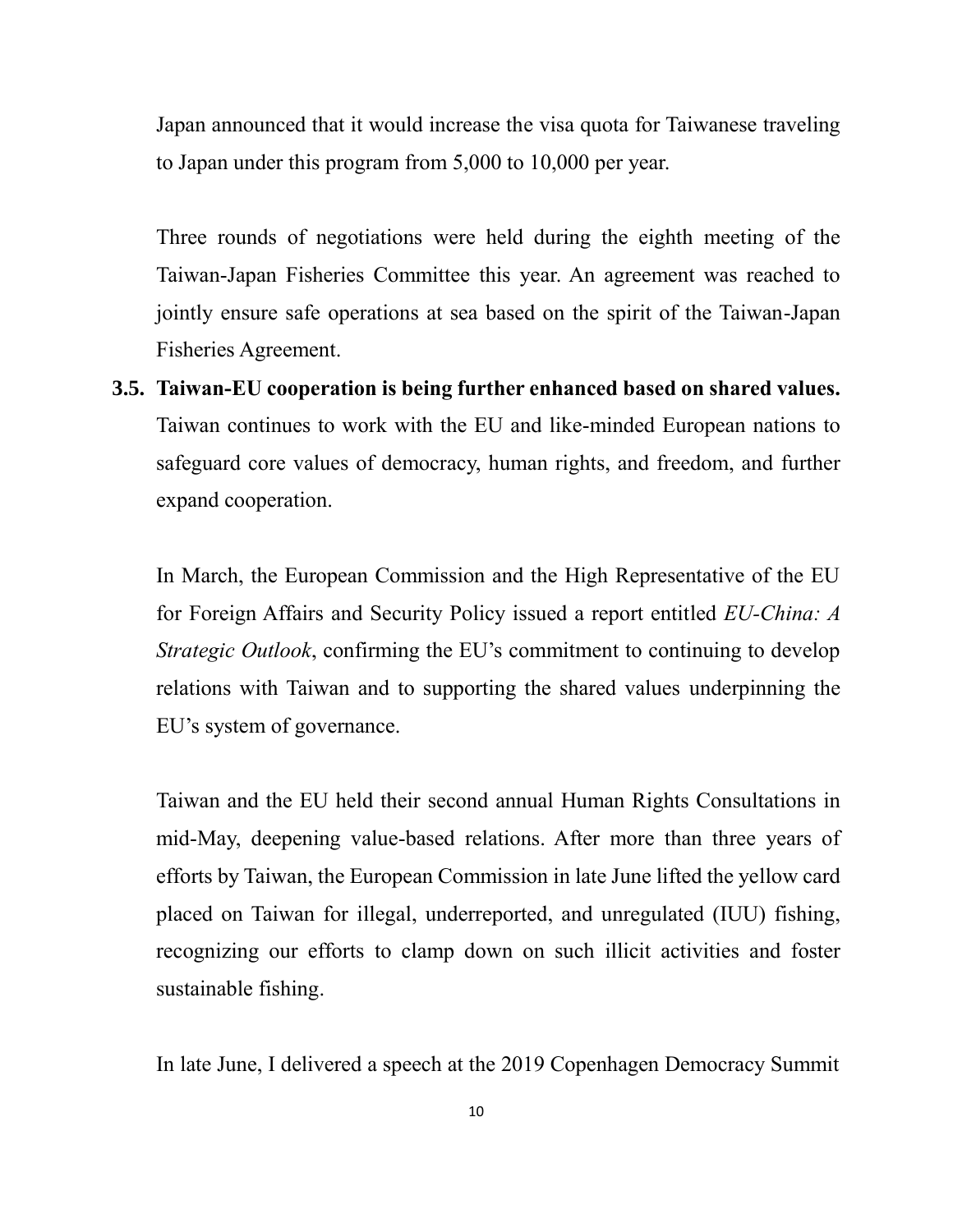Japan announced that it would increase the visa quota for Taiwanese traveling to Japan under this program from 5,000 to 10,000 per year.

Three rounds of negotiations were held during the eighth meeting of the Taiwan-Japan Fisheries Committee this year. An agreement was reached to jointly ensure safe operations at sea based on the spirit of the Taiwan-Japan Fisheries Agreement.

**3.5. Taiwan-EU cooperation is being further enhanced based on shared values.** Taiwan continues to work with the EU and like-minded European nations to safeguard core values of democracy, human rights, and freedom, and further expand cooperation.

In March, the European Commission and the High Representative of the EU for Foreign Affairs and Security Policy issued a report entitled *EU-China: A Strategic Outlook*, confirming the EU's commitment to continuing to develop relations with Taiwan and to supporting the shared values underpinning the EU's system of governance.

Taiwan and the EU held their second annual Human Rights Consultations in mid-May, deepening value-based relations. After more than three years of efforts by Taiwan, the European Commission in late June lifted the yellow card placed on Taiwan for illegal, underreported, and unregulated (IUU) fishing, recognizing our efforts to clamp down on such illicit activities and foster sustainable fishing.

In late June, I delivered a speech at the 2019 Copenhagen Democracy Summit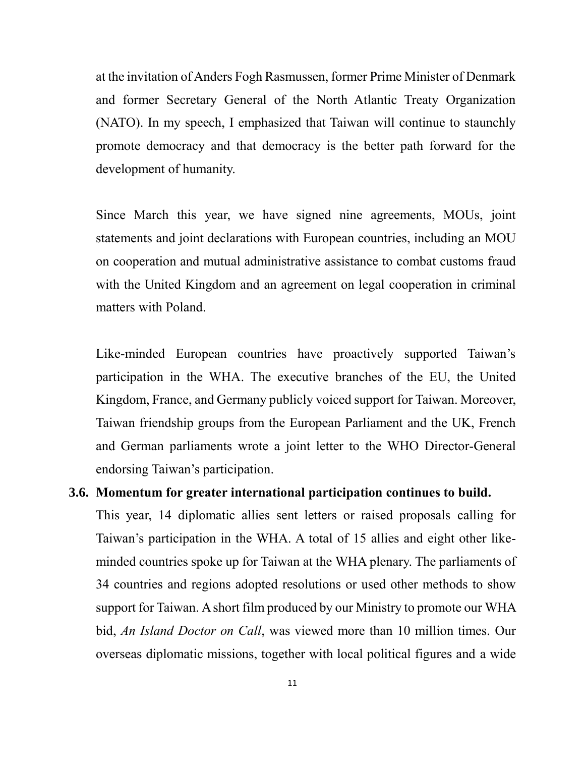at the invitation of Anders Fogh Rasmussen, former Prime Minister of Denmark and former Secretary General of the North Atlantic Treaty Organization (NATO). In my speech, I emphasized that Taiwan will continue to staunchly promote democracy and that democracy is the better path forward for the development of humanity.

Since March this year, we have signed nine agreements, MOUs, joint statements and joint declarations with European countries, including an MOU on cooperation and mutual administrative assistance to combat customs fraud with the United Kingdom and an agreement on legal cooperation in criminal matters with Poland.

Like-minded European countries have proactively supported Taiwan's participation in the WHA. The executive branches of the EU, the United Kingdom, France, and Germany publicly voiced support for Taiwan. Moreover, Taiwan friendship groups from the European Parliament and the UK, French and German parliaments wrote a joint letter to the WHO Director-General endorsing Taiwan's participation.

**3.6. Momentum for greater international participation continues to build.**

This year, 14 diplomatic allies sent letters or raised proposals calling for Taiwan's participation in the WHA. A total of 15 allies and eight other like-minded countries spoke up for Taiwan at the WHA plenary. The parliaments of 34 countries and regions adopted resolutions or used other methods to show support for Taiwan. A short film produced by our Ministry to promote our WHA bid, *An Island Doctor on Call*, was viewed more than 10 million times. Our overseas diplomatic missions, together with local political figures and a wide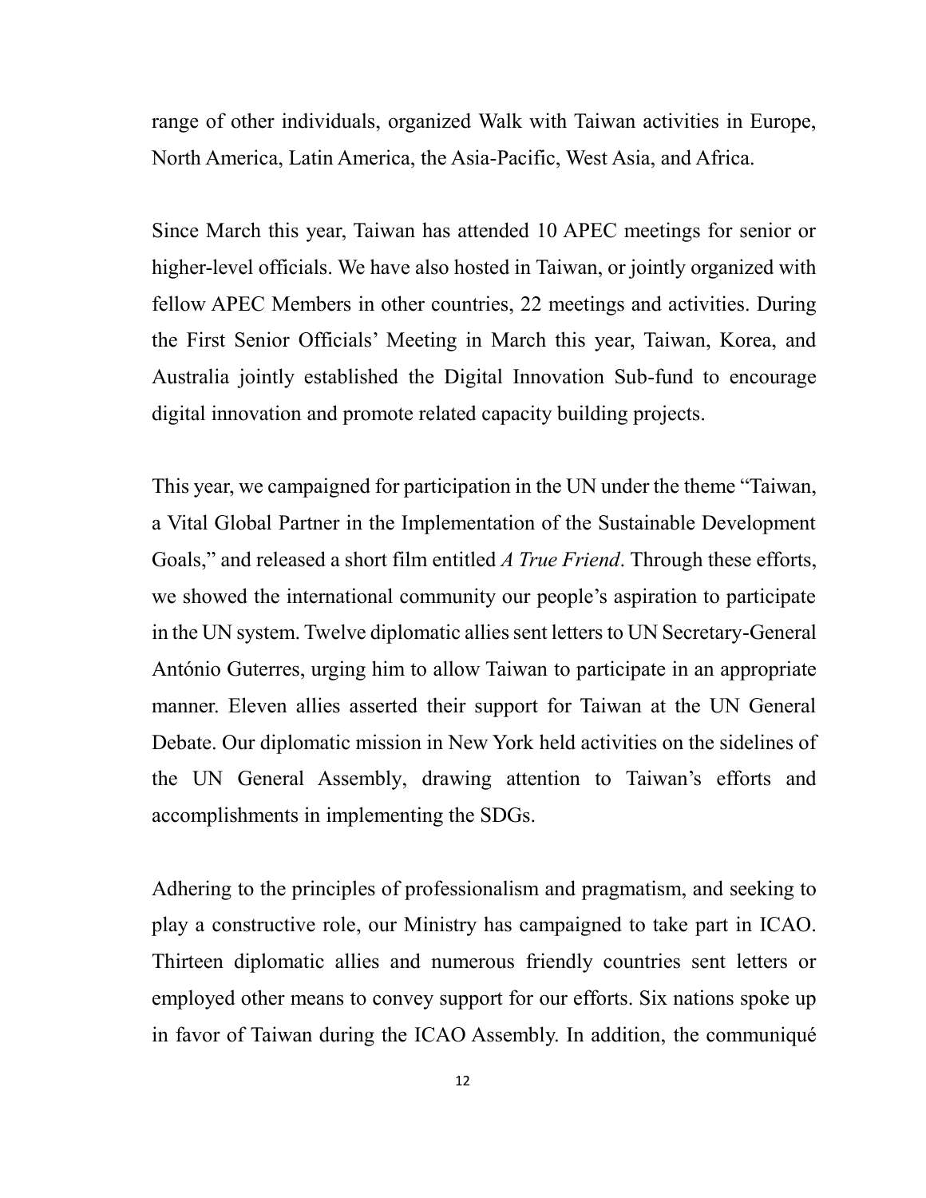range of other individuals, organized Walk with Taiwan activities in Europe, North America, Latin America, the Asia-Pacific, West Asia, and Africa.

Since March this year, Taiwan has attended 10 APEC meetings for senior or higher-level officials. We have also hosted in Taiwan, or jointly organized with fellow APEC Members in other countries, 22 meetings and activities. During the First Senior Officials' Meeting in March this year, Taiwan, Korea, and Australia jointly established the Digital Innovation Sub-fund to encourage digital innovation and promote related capacity building projects.

This year, we campaigned for participation in the UN under the theme "Taiwan, a Vital Global Partner in the Implementation of the Sustainable Development Goals," and released a short film entitled *A True Friend*. Through these efforts, we showed the international community our people's aspiration to participate in the UN system. Twelve diplomatic allies sent letters to UN Secretary-General António Guterres, urging him to allow Taiwan to participate in an appropriate manner. Eleven allies asserted their support for Taiwan at the UN General Debate. Our diplomatic mission in New York held activities on the sidelines of the UN General Assembly, drawing attention to Taiwan's efforts and accomplishments in implementing the SDGs.

Adhering to the principles of professionalism and pragmatism, and seeking to play a constructive role, our Ministry has campaigned to take part in ICAO. Thirteen diplomatic allies and numerous friendly countries sent letters or employed other means to convey support for our efforts. Six nations spoke up in favor of Taiwan during the ICAO Assembly. In addition, the communiqué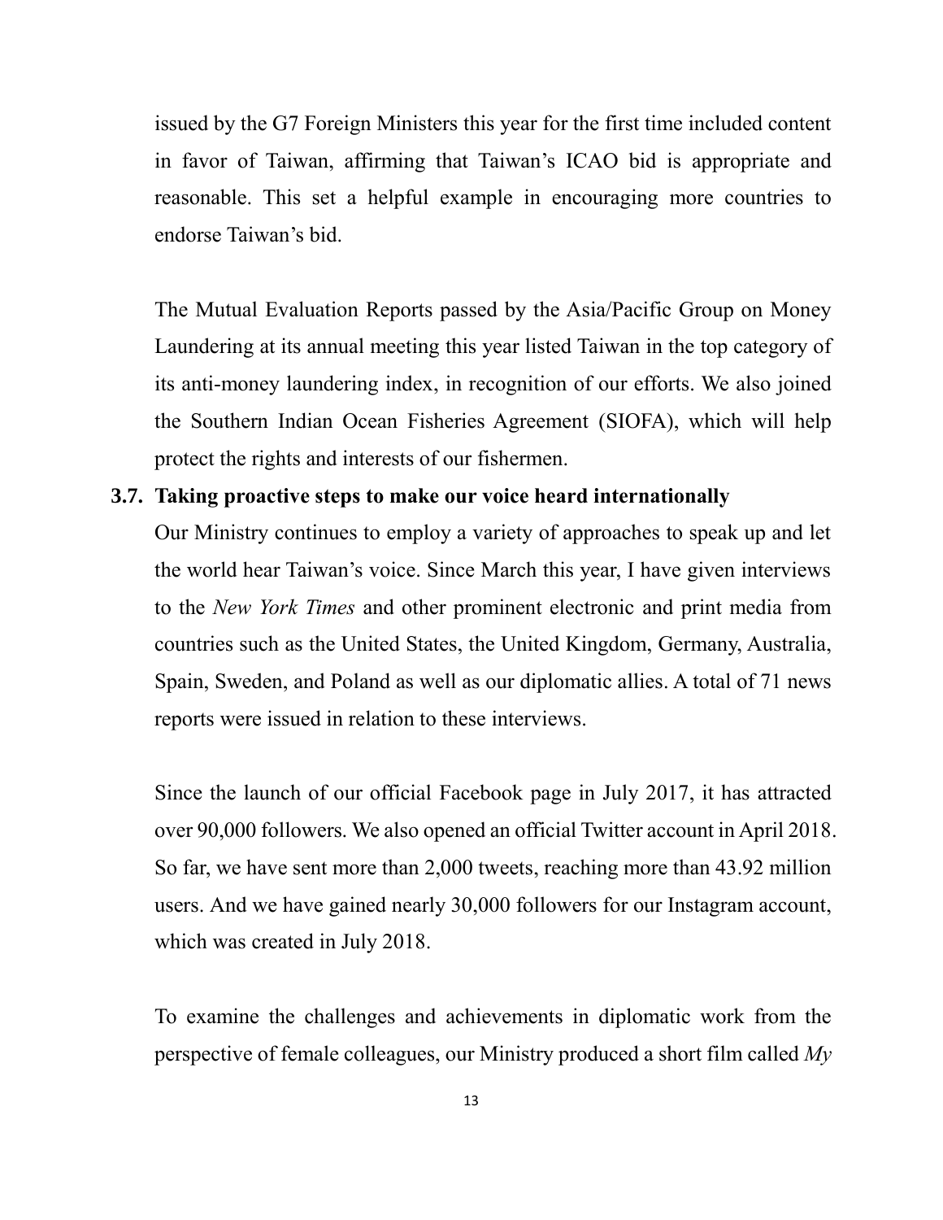issued by the G7 Foreign Ministers this year for the first time included content in favor of Taiwan, affirming that Taiwan's ICAO bid is appropriate and reasonable. This set a helpful example in encouraging more countries to endorse Taiwan's bid.

The Mutual Evaluation Reports passed by the Asia/Pacific Group on Money Laundering at its annual meeting this year listed Taiwan in the top category of its anti-money laundering index, in recognition of our efforts. We also joined the Southern Indian Ocean Fisheries Agreement (SIOFA), which will help protect the rights and interests of our fishermen.

### 3.7. Taking proactive steps to make our voice heard internationally

Our Ministry continues to employ a variety of approaches to speak up and let the world hear Taiwan's voice. Since March this year, I have given interviews to the *New York Times* and other prominent electronic and print media from countries such as the United States, the United Kingdom, Germany, Australia, Spain, Sweden, and Poland as well as our diplomatic allies. A total of 71 news reports were issued in relation to these interviews.

Since the launch of our official Facebook page in July 2017, it has attracted over 90,000 followers. We also opened an official Twitter account in April 2018. So far, we have sent more than 2,000 tweets, reaching more than 43.92 million users. And we have gained nearly 30,000 followers for our Instagram account, which was created in July 2018.

To examine the challenges and achievements in diplomatic work from the perspective of female colleagues, our Ministry produced a short film called *My*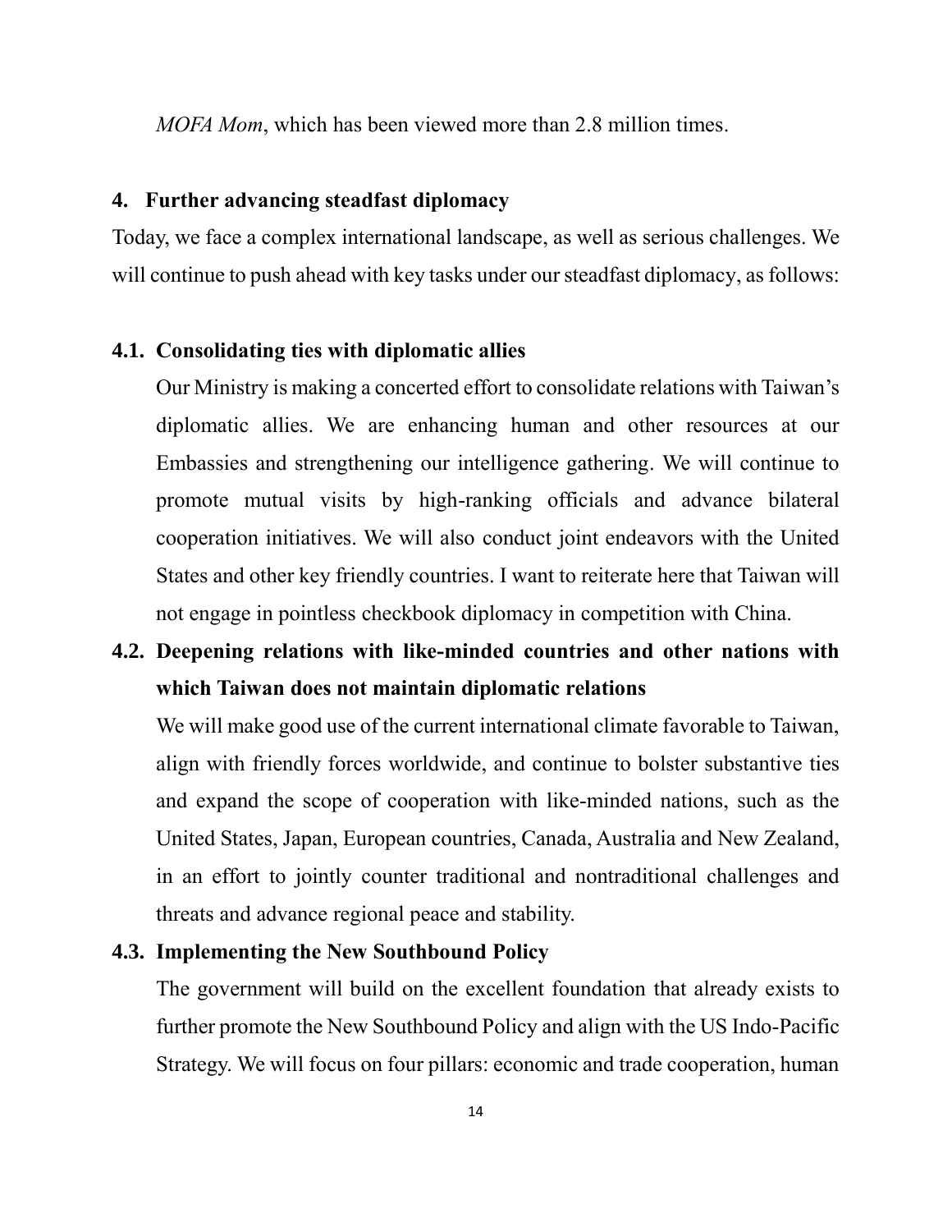*MOFA Mom*, which has been viewed more than 2.8 million times.

## 4. Further advancing steadfast diplomacy

Today, we face a complex international landscape, as well as serious challenges. We will continue to push ahead with key tasks under our steadfast diplomacy, as follows:

### 4.1. Consolidating ties with diplomatic allies

Our Ministry is making a concerted effort to consolidate relations with Taiwan's diplomatic allies. We are enhancing human and other resources at our Embassies and strengthening our intelligence gathering. We will continue to promote mutual visits by high-ranking officials and advance bilateral cooperation initiatives. We will also conduct joint endeavors with the United States and other key friendly countries. I want to reiterate here that Taiwan will not engage in pointless checkbook diplomacy in competition with China.

### 4.2. Deepening relations with like-minded countries and other nations with which Taiwan does not maintain diplomatic relations

We will make good use of the current international climate favorable to Taiwan, align with friendly forces worldwide, and continue to bolster substantive ties and expand the scope of cooperation with like-minded nations, such as the United States, Japan, European countries, Canada, Australia and New Zealand, in an effort to jointly counter traditional and nontraditional challenges and threats and advance regional peace and stability.

### 4.3. Implementing the New Southbound Policy

The government will build on the excellent foundation that already exists to further promote the New Southbound Policy and align with the US Indo-Pacific Strategy. We will focus on four pillars: economic and trade cooperation, human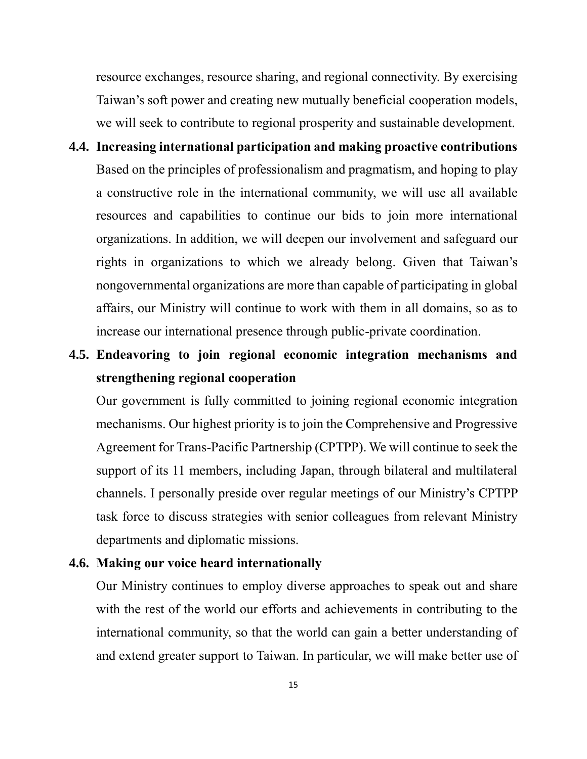resource exchanges, resource sharing, and regional connectivity. By exercising Taiwan's soft power and creating new mutually beneficial cooperation models, we will seek to contribute to regional prosperity and sustainable development.

### 4.4. Increasing international participation and making proactive contributions

Based on the principles of professionalism and pragmatism, and hoping to play a constructive role in the international community, we will use all available resources and capabilities to continue our bids to join more international organizations. In addition, we will deepen our involvement and safeguard our rights in organizations to which we already belong. Given that Taiwan's nongovernmental organizations are more than capable of participating in global affairs, our Ministry will continue to work with them in all domains, so as to increase our international presence through public-private coordination.

### 4.5. Endeavoring to join regional economic integration mechanisms and strengthening regional cooperation

Our government is fully committed to joining regional economic integration mechanisms. Our highest priority is to join the Comprehensive and Progressive Agreement for Trans-Pacific Partnership (CPTPP). We will continue to seek the support of its 11 members, including Japan, through bilateral and multilateral channels. I personally preside over regular meetings of our Ministry's CPTPP task force to discuss strategies with senior colleagues from relevant Ministry departments and diplomatic missions.

### 4.6. Making our voice heard internationally

Our Ministry continues to employ diverse approaches to speak out and share with the rest of the world our efforts and achievements in contributing to the international community, so that the world can gain a better understanding of and extend greater support to Taiwan. In particular, we will make better use of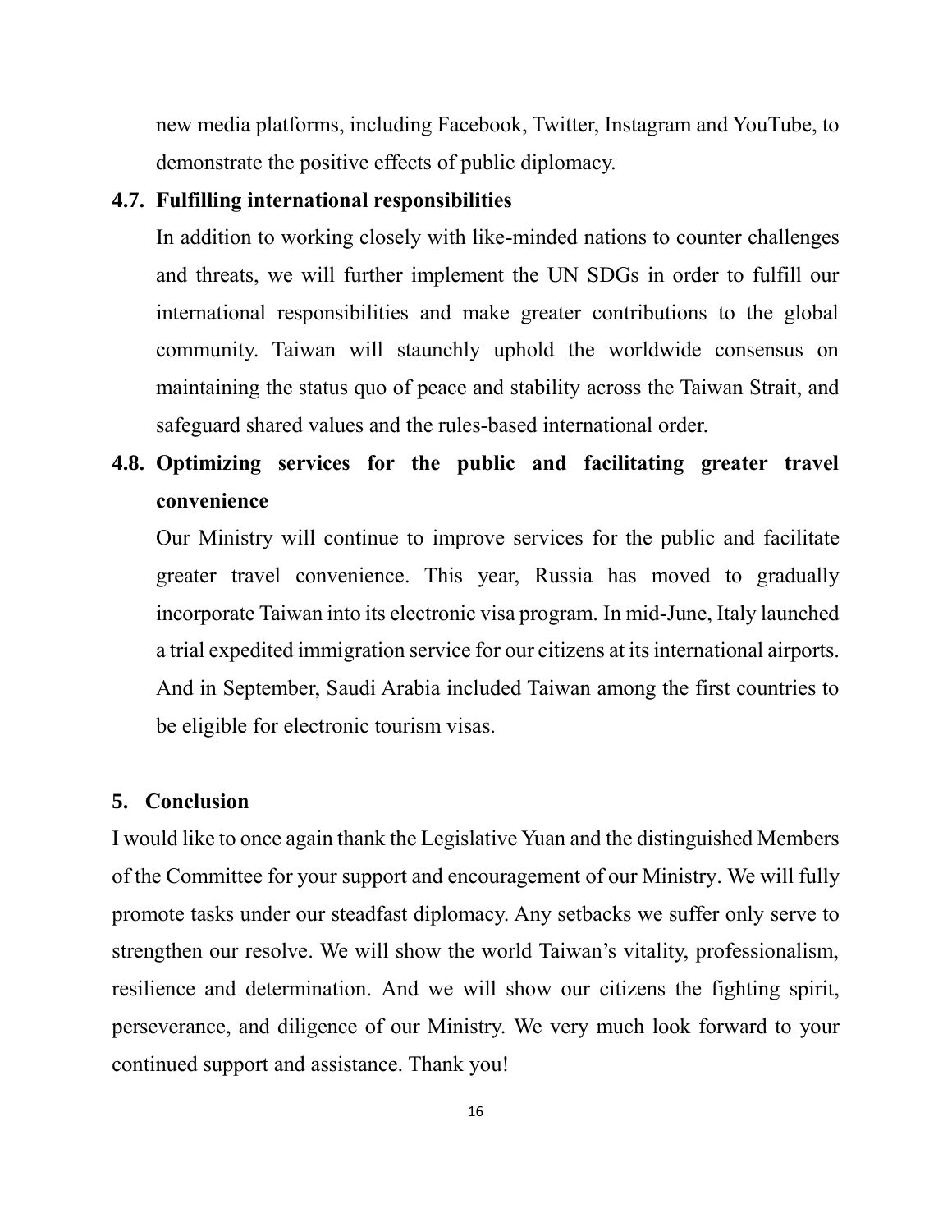new media platforms, including Facebook, Twitter, Instagram and YouTube, to demonstrate the positive effects of public diplomacy.

### 4.7. Fulfilling international responsibilities

In addition to working closely with like-minded nations to counter challenges and threats, we will further implement the UN SDGs in order to fulfill our international responsibilities and make greater contributions to the global community. Taiwan will staunchly uphold the worldwide consensus on maintaining the status quo of peace and stability across the Taiwan Strait, and safeguard shared values and the rules-based international order.

### 4.8. Optimizing services for the public and facilitating greater travel convenience

Our Ministry will continue to improve services for the public and facilitate greater travel convenience. This year, Russia has moved to gradually incorporate Taiwan into its electronic visa program. In mid-June, Italy launched a trial expedited immigration service for our citizens at its international airports. And in September, Saudi Arabia included Taiwan among the first countries to be eligible for electronic tourism visas.

## 5. Conclusion

I would like to once again thank the Legislative Yuan and the distinguished Members of the Committee for your support and encouragement of our Ministry. We will fully promote tasks under our steadfast diplomacy. Any setbacks we suffer only serve to strengthen our resolve. We will show the world Taiwan's vitality, professionalism, resilience and determination. And we will show our citizens the fighting spirit, perseverance, and diligence of our Ministry. We very much look forward to your continued support and assistance. Thank you!